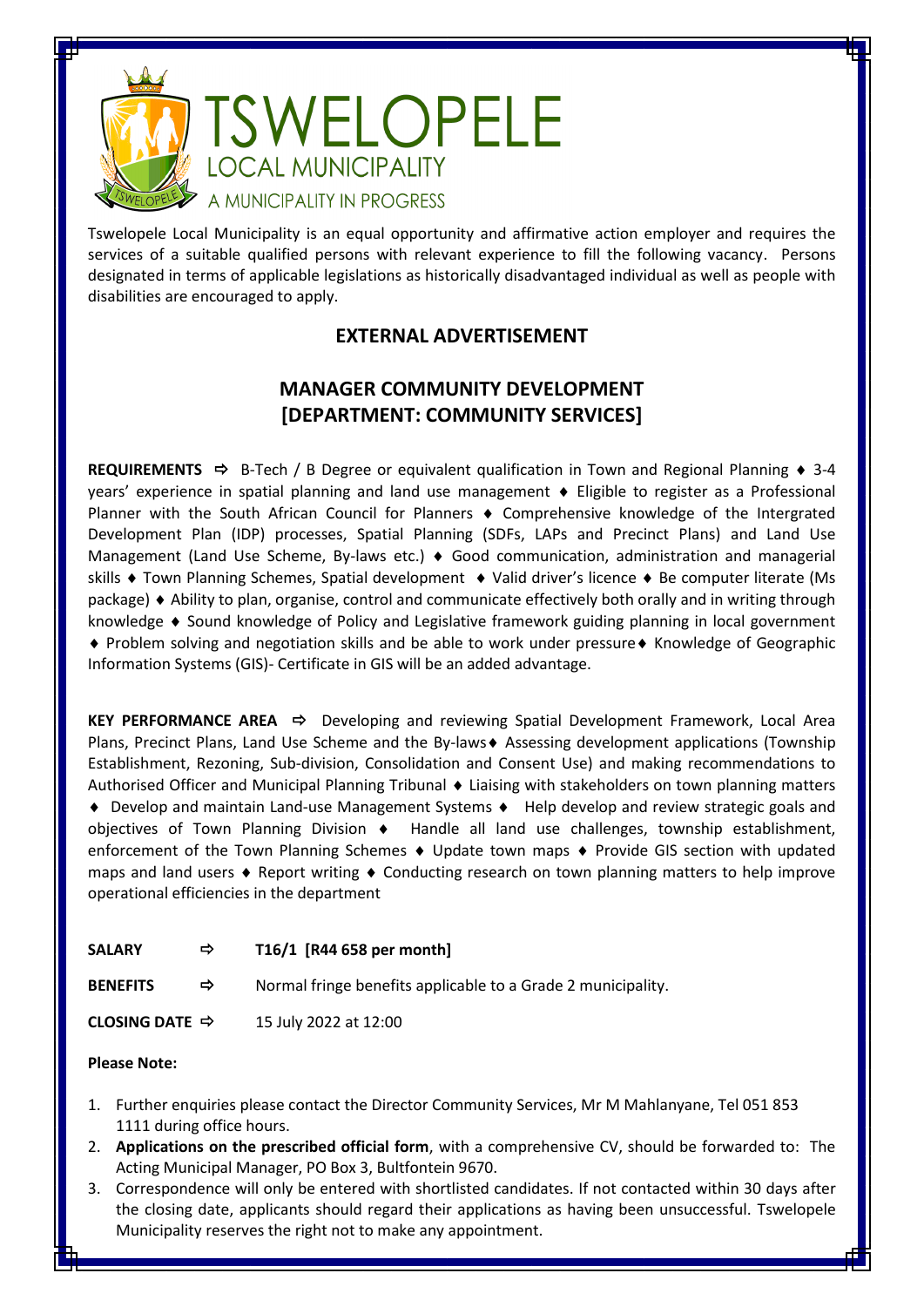# TSWELOPELE

## LOCAL MUNICIPALITY

A MUNICIPALITY IN PROGRESS

Tswelopele Local Municipality is an equal opportunity and affirmative action employer and requires the services of a suitable qualified persons with relevant experience to fill the following vacancy. Persons designated in terms of applicable legislations as historically disadvantaged individual as well as people with disabilities are encouraged to apply.

## EXTERNAL ADVERTISEMENT

## MANAGER COMMUNITY DEVELOPMENT [DEPARTMENT: COMMUNITY SERVICES]

**REQUIREMENTS** ⇨ B-Tech / B Degree or equivalent qualification in Town and Regional Planning ♦ 3-4 years' experience in spatial planning and land use management ♦ Eligible to register as a Professional Planner with the South African Council for Planners ♦ Comprehensive knowledge of the Intergrated Development Plan (IDP) processes, Spatial Planning (SDFs, LAPs and Precinct Plans) and Land Use Management (Land Use Scheme, By-laws etc.) ♦ Good communication, administration and managerial skills ♦ Town Planning Schemes, Spatial development ♦ Valid driver's licence ♦ Be computer literate (Ms package) ♦ Ability to plan, organise, control and communicate effectively both orally and in writing through knowledge ♦ Sound knowledge of Policy and Legislative framework guiding planning in local government ♦ Problem solving and negotiation skills and be able to work under pressure ♦ Knowledge of Geographic Information Systems (GIS)- Certificate in GIS will be an added advantage.

**KEY PERFORMANCE AREA** ⇨ Developing and reviewing Spatial Development Framework, Local Area Plans, Precinct Plans, Land Use Scheme and the By-laws ♦ Assessing development applications (Township Establishment, Rezoning, Sub-division, Consolidation and Consent Use) and making recommendations to Authorised Officer and Municipal Planning Tribunal ♦ Liaising with stakeholders on town planning matters ♦ Develop and maintain Land-use Management Systems ♦ Help develop and review strategic goals and objectives of Town Planning Division ♦ Handle all land use challenges, township establishment, enforcement of the Town Planning Schemes ♦ Update town maps ♦ Provide GIS section with updated maps and land users ♦ Report writing ♦ Conducting research on town planning matters to help improve operational efficiencies in the department

**SALARY** ⇨ **T16/1 [R44 658 per month]**

**BENEFITS** ⇨ Normal fringe benefits applicable to a Grade 2 municipality.

**CLOSING DATE** ⇨ 15 July 2022 at 12:00

**Please Note:**

1. Further enquiries please contact the Director Community Services, Mr M Mahlanyane, Tel 051 853 1111 during office hours.
2. **Applications on the prescribed official form**, with a comprehensive CV, should be forwarded to: The Acting Municipal Manager, PO Box 3, Bultfontein 9670.
3. Correspondence will only be entered with shortlisted candidates. If not contacted within 30 days after the closing date, applicants should regard their applications as having been unsuccessful. Tswelopele Municipality reserves the right not to make any appointment.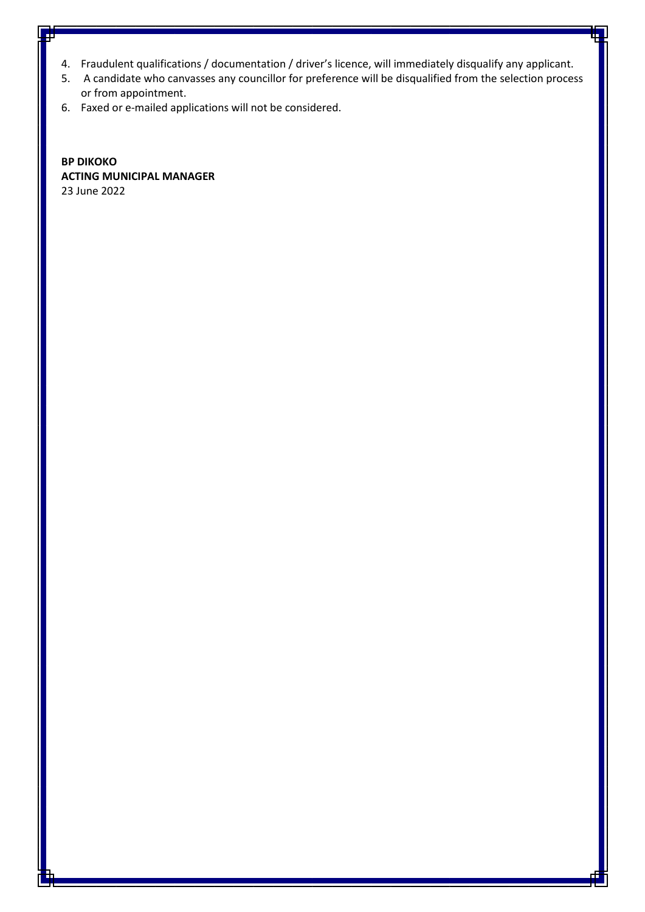4. Fraudulent qualifications / documentation / driver's licence, will immediately disqualify any applicant.
5. A candidate who canvasses any councillor for preference will be disqualified from the selection process or from appointment.
6. Faxed or e-mailed applications will not be considered.

**BP DIKOKO**
**ACTING MUNICIPAL MANAGER**
23 June 2022